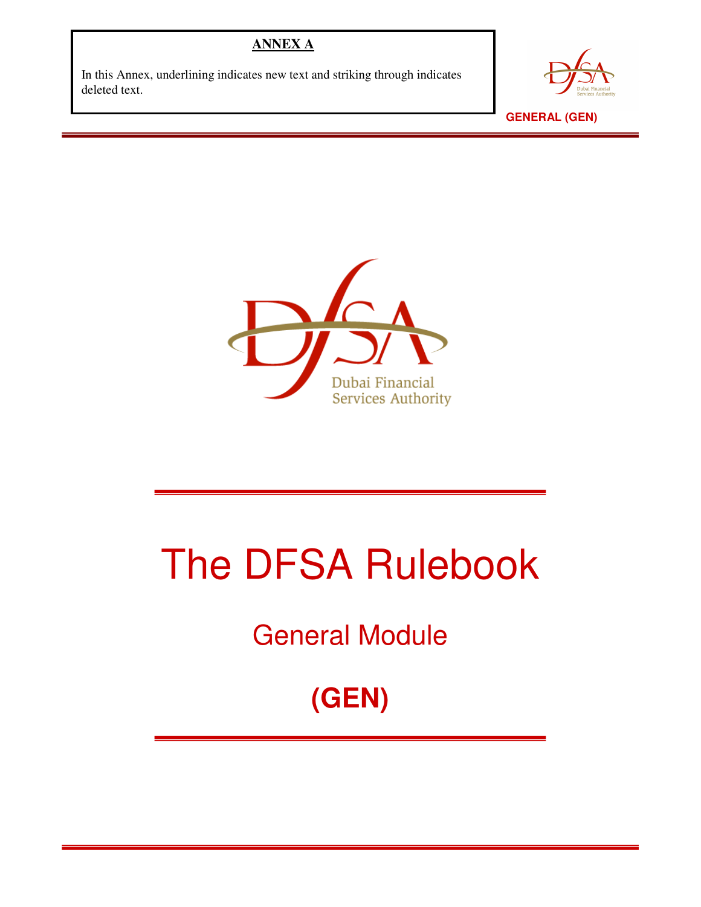**ANNEX A**

In this Annex, underlining indicates new text and striking through indicates deleted text.

# The DFSA Rulebook

## General Module

## (GEN)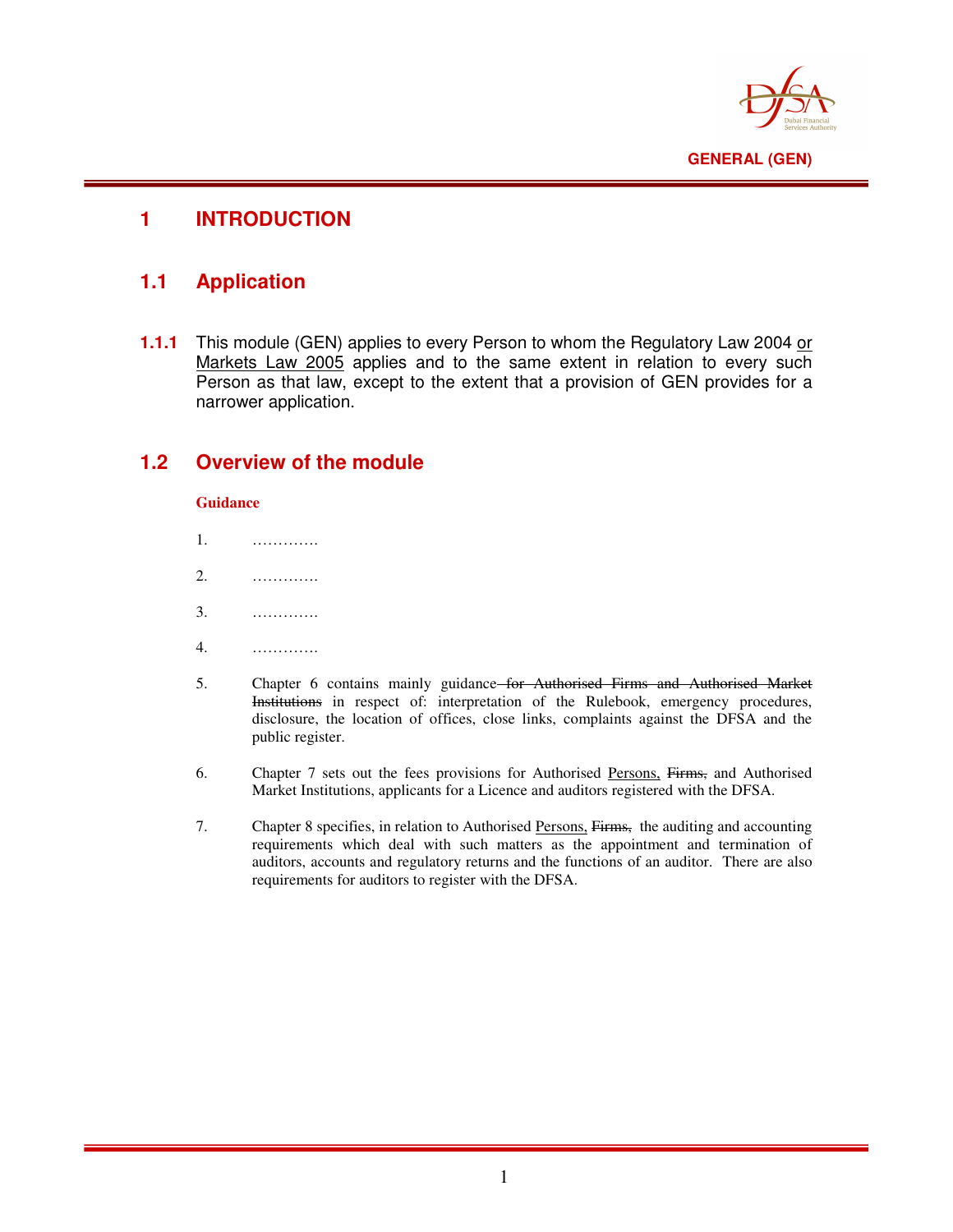# 1 INTRODUCTION

## 1.1 Application

**1.1.1** This module (GEN) applies to every Person to whom the Regulatory Law 2004 <u>or Markets Law 2005</u> applies and to the same extent in relation to every such Person as that law, except to the extent that a provision of GEN provides for a narrower application.

## 1.2 Overview of the module

**Guidance**

1. ………….
2. ………….
3. ………….
4. ………….
5. Chapter 6 contains mainly guidance ~~for Authorised Firms and Authorised Market Institutions~~ in respect of: interpretation of the Rulebook, emergency procedures, disclosure, the location of offices, close links, complaints against the DFSA and the public register.
6. Chapter 7 sets out the fees provisions for Authorised <u>Persons,</u> ~~Firms,~~ and Authorised Market Institutions, applicants for a Licence and auditors registered with the DFSA.
7. Chapter 8 specifies, in relation to Authorised <u>Persons,</u> ~~Firms,~~ the auditing and accounting requirements which deal with such matters as the appointment and termination of auditors, accounts and regulatory returns and the functions of an auditor. There are also requirements for auditors to register with the DFSA.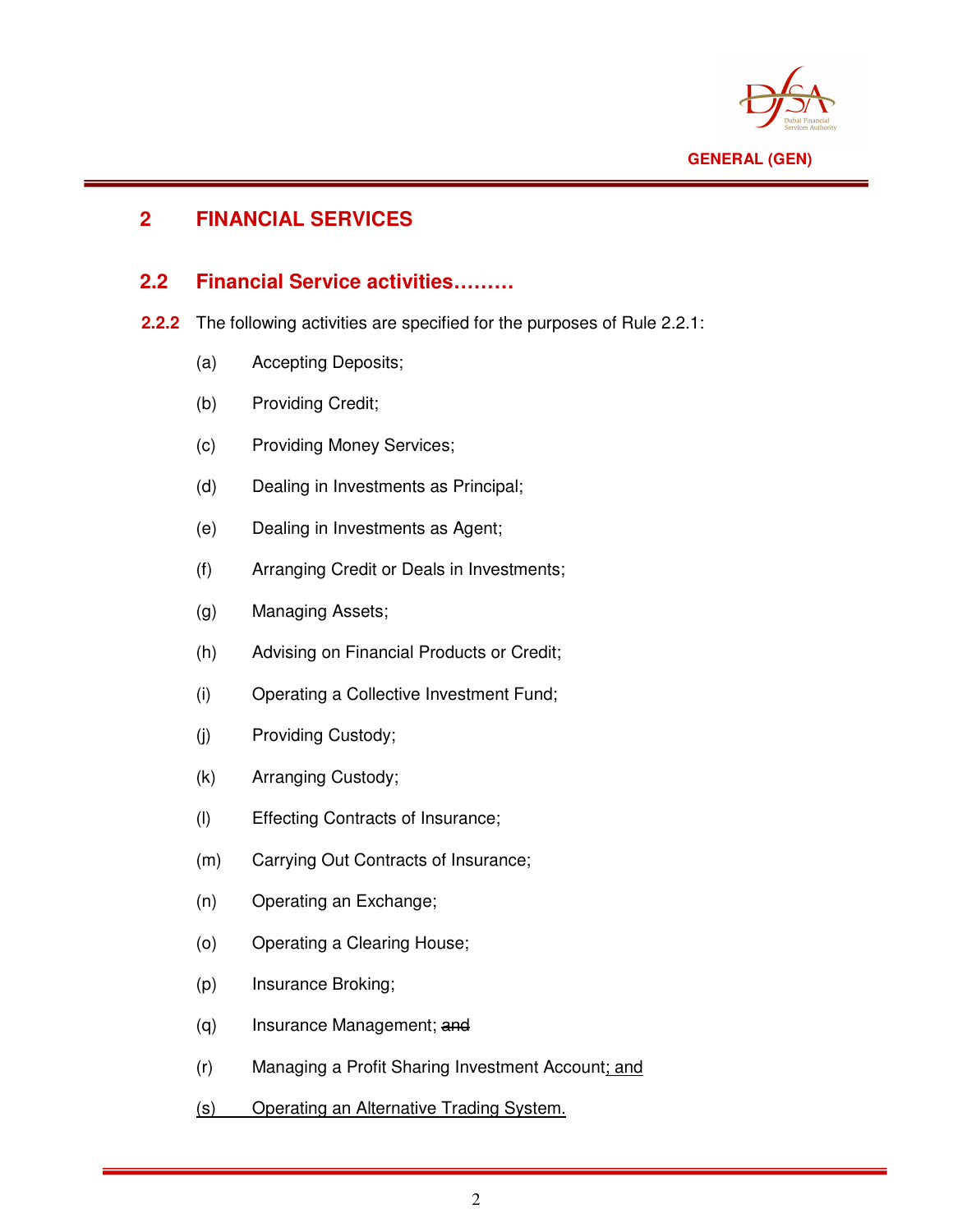## 2 FINANCIAL SERVICES

### 2.2 Financial Service activities………

**2.2.2** The following activities are specified for the purposes of Rule 2.2.1:

(a) Accepting Deposits;

(b) Providing Credit;

(c) Providing Money Services;

(d) Dealing in Investments as Principal;

(e) Dealing in Investments as Agent;

(f) Arranging Credit or Deals in Investments;

(g) Managing Assets;

(h) Advising on Financial Products or Credit;

(i) Operating a Collective Investment Fund;

(j) Providing Custody;

(k) Arranging Custody;

(l) Effecting Contracts of Insurance;

(m) Carrying Out Contracts of Insurance;

(n) Operating an Exchange;

(o) Operating a Clearing House;

(p) Insurance Broking;

(q) Insurance Management; ~~and~~

(r) Managing a Profit Sharing Investment Account<u>; and</u>

<u>(s) Operating an Alternative Trading System.</u>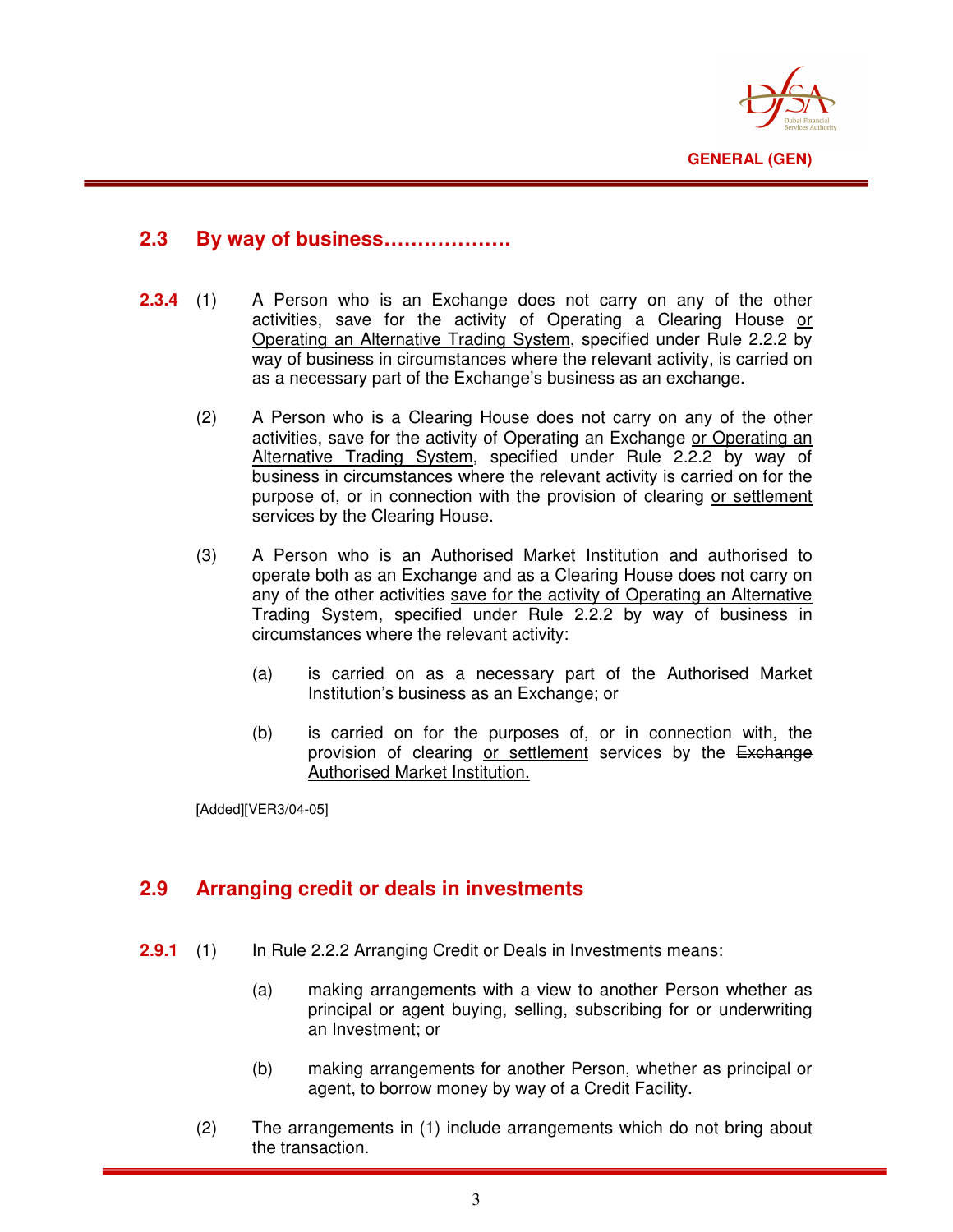## 2.3 By way of business……………….

**2.3.4** (1) A Person who is an Exchange does not carry on any of the other activities, save for the activity of Operating a Clearing House <u>or Operating an Alternative Trading System</u>, specified under Rule 2.2.2 by way of business in circumstances where the relevant activity, is carried on as a necessary part of the Exchange's business as an exchange.

(2) A Person who is a Clearing House does not carry on any of the other activities, save for the activity of Operating an Exchange <u>or Operating an Alternative Trading System</u>, specified under Rule 2.2.2 by way of business in circumstances where the relevant activity is carried on for the purpose of, or in connection with the provision of clearing <u>or settlement</u> services by the Clearing House.

(3) A Person who is an Authorised Market Institution and authorised to operate both as an Exchange and as a Clearing House does not carry on any of the other activities <u>save for the activity of Operating an Alternative Trading System</u>, specified under Rule 2.2.2 by way of business in circumstances where the relevant activity:

(a) is carried on as a necessary part of the Authorised Market Institution's business as an Exchange; or

(b) is carried on for the purposes of, or in connection with, the provision of clearing <u>or settlement</u> services by the ~~Exchange~~ <u>Authorised Market Institution.</u>

[Added][VER3/04-05]

## 2.9 Arranging credit or deals in investments

**2.9.1** (1) In Rule 2.2.2 Arranging Credit or Deals in Investments means:

(a) making arrangements with a view to another Person whether as principal or agent buying, selling, subscribing for or underwriting an Investment; or

(b) making arrangements for another Person, whether as principal or agent, to borrow money by way of a Credit Facility.

(2) The arrangements in (1) include arrangements which do not bring about the transaction.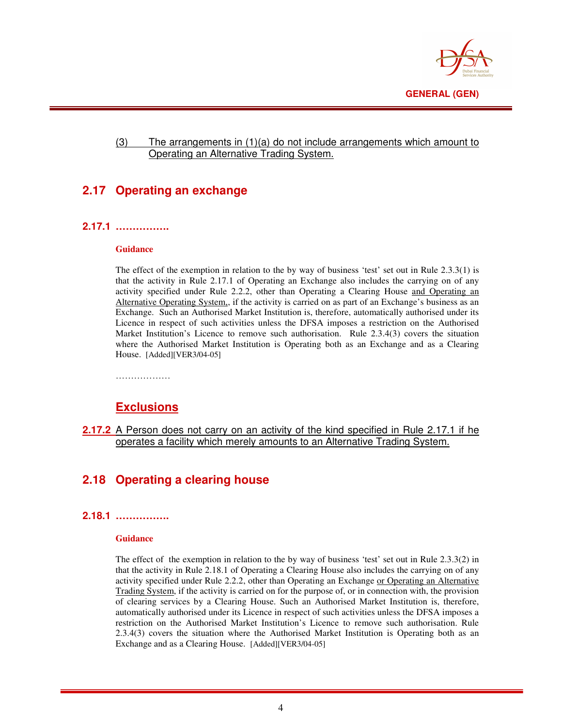(3) The arrangements in (1)(a) do not include arrangements which amount to Operating an Alternative Trading System.

## 2.17 Operating an exchange

### 2.17.1 …………….

**Guidance**

The effect of the exemption in relation to the by way of business 'test' set out in Rule 2.3.3(1) is that the activity in Rule 2.17.1 of Operating an Exchange also includes the carrying on of any activity specified under Rule 2.2.2, other than Operating a Clearing House and Operating an Alternative Operating System,, if the activity is carried on as part of an Exchange's business as an Exchange. Such an Authorised Market Institution is, therefore, automatically authorised under its Licence in respect of such activities unless the DFSA imposes a restriction on the Authorised Market Institution's Licence to remove such authorisation. Rule 2.3.4(3) covers the situation where the Authorised Market Institution is Operating both as an Exchange and as a Clearing House. [Added][VER3/04-05]

………………

## Exclusions

**2.17.2** A Person does not carry on an activity of the kind specified in Rule 2.17.1 if he operates a facility which merely amounts to an Alternative Trading System.

## 2.18 Operating a clearing house

### 2.18.1 …………….

**Guidance**

The effect of the exemption in relation to the by way of business 'test' set out in Rule 2.3.3(2) in that the activity in Rule 2.18.1 of Operating a Clearing House also includes the carrying on of any activity specified under Rule 2.2.2, other than Operating an Exchange or Operating an Alternative Trading System, if the activity is carried on for the purpose of, or in connection with, the provision of clearing services by a Clearing House. Such an Authorised Market Institution is, therefore, automatically authorised under its Licence in respect of such activities unless the DFSA imposes a restriction on the Authorised Market Institution's Licence to remove such authorisation. Rule 2.3.4(3) covers the situation where the Authorised Market Institution is Operating both as an Exchange and as a Clearing House. [Added][VER3/04-05]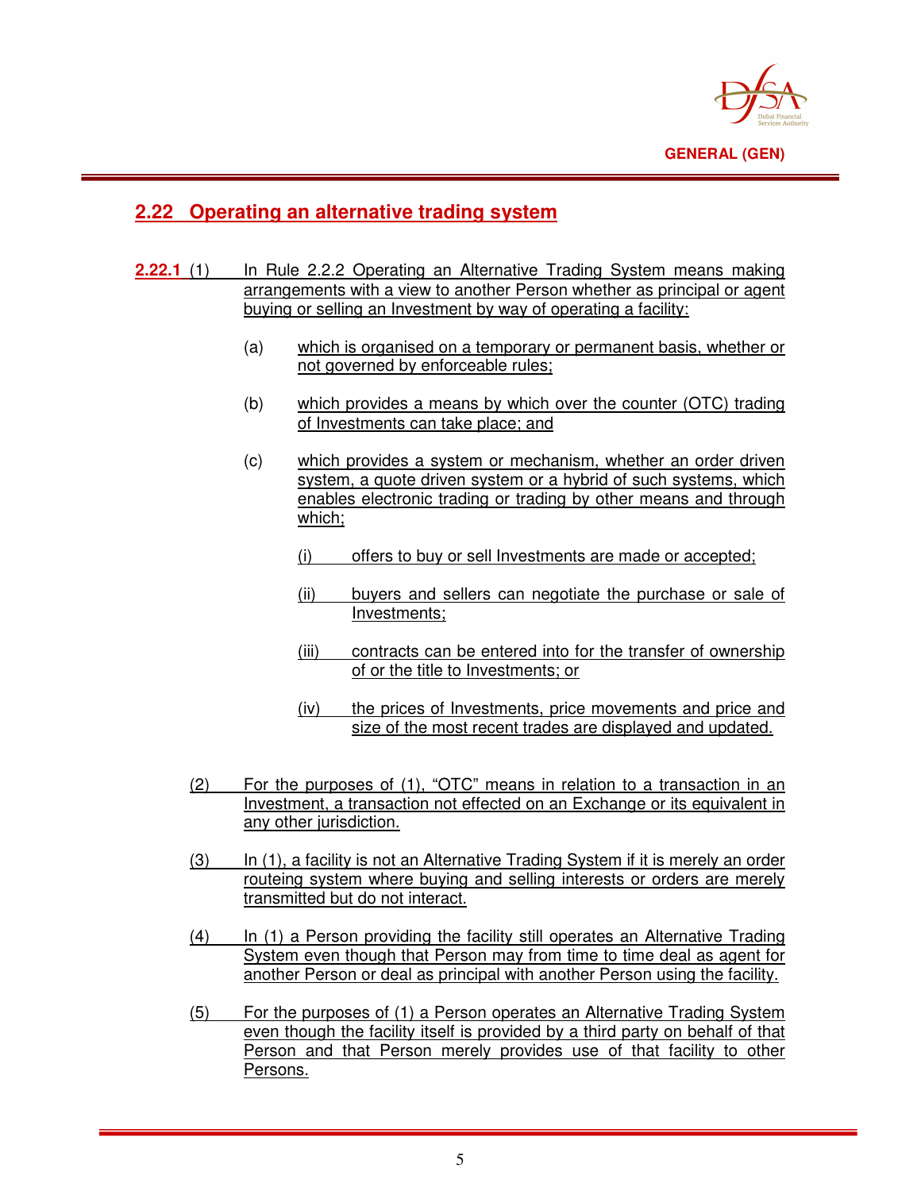## 2.22 Operating an alternative trading system

**2.22.1** (1) In Rule 2.2.2 Operating an Alternative Trading System means making arrangements with a view to another Person whether as principal or agent buying or selling an Investment by way of operating a facility:

(a) which is organised on a temporary or permanent basis, whether or not governed by enforceable rules;

(b) which provides a means by which over the counter (OTC) trading of Investments can take place; and

(c) which provides a system or mechanism, whether an order driven system, a quote driven system or a hybrid of such systems, which enables electronic trading or trading by other means and through which;

(i) offers to buy or sell Investments are made or accepted;

(ii) buyers and sellers can negotiate the purchase or sale of Investments;

(iii) contracts can be entered into for the transfer of ownership of or the title to Investments; or

(iv) the prices of Investments, price movements and price and size of the most recent trades are displayed and updated.

(2) For the purposes of (1), "OTC" means in relation to a transaction in an Investment, a transaction not effected on an Exchange or its equivalent in any other jurisdiction.

(3) In (1), a facility is not an Alternative Trading System if it is merely an order routeing system where buying and selling interests or orders are merely transmitted but do not interact.

(4) In (1) a Person providing the facility still operates an Alternative Trading System even though that Person may from time to time deal as agent for another Person or deal as principal with another Person using the facility.

(5) For the purposes of (1) a Person operates an Alternative Trading System even though the facility itself is provided by a third party on behalf of that Person and that Person merely provides use of that facility to other Persons.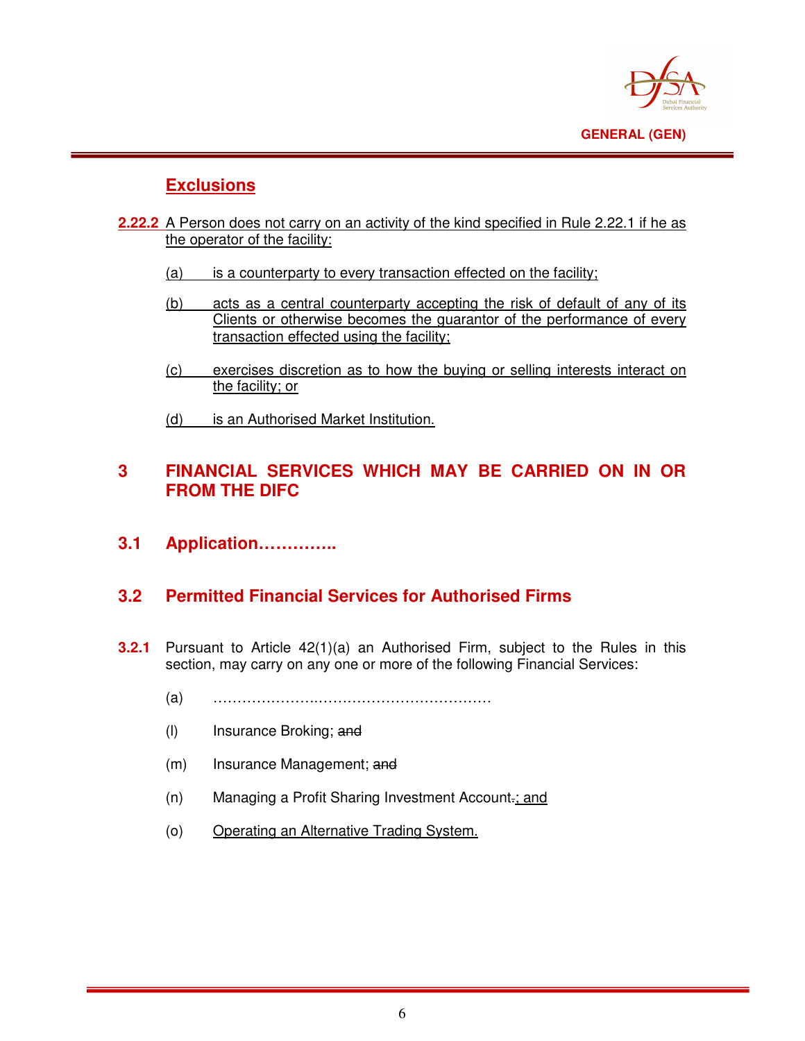## Exclusions

**2.22.2** A Person does not carry on an activity of the kind specified in Rule 2.22.1 if he as the operator of the facility:

(a) is a counterparty to every transaction effected on the facility;

(b) acts as a central counterparty accepting the risk of default of any of its Clients or otherwise becomes the guarantor of the performance of every transaction effected using the facility;

(c) exercises discretion as to how the buying or selling interests interact on the facility; or

(d) is an Authorised Market Institution.

# 3 FINANCIAL SERVICES WHICH MAY BE CARRIED ON IN OR FROM THE DIFC

## 3.1 Application…………..

## 3.2 Permitted Financial Services for Authorised Firms

**3.2.1** Pursuant to Article 42(1)(a) an Authorised Firm, subject to the Rules in this section, may carry on any one or more of the following Financial Services:

(a) ……………………………………………………

(l) Insurance Broking; ~~and~~

(m) Insurance Management; ~~and~~

(n) Managing a Profit Sharing Investment Account~~.~~; and

(o) Operating an Alternative Trading System.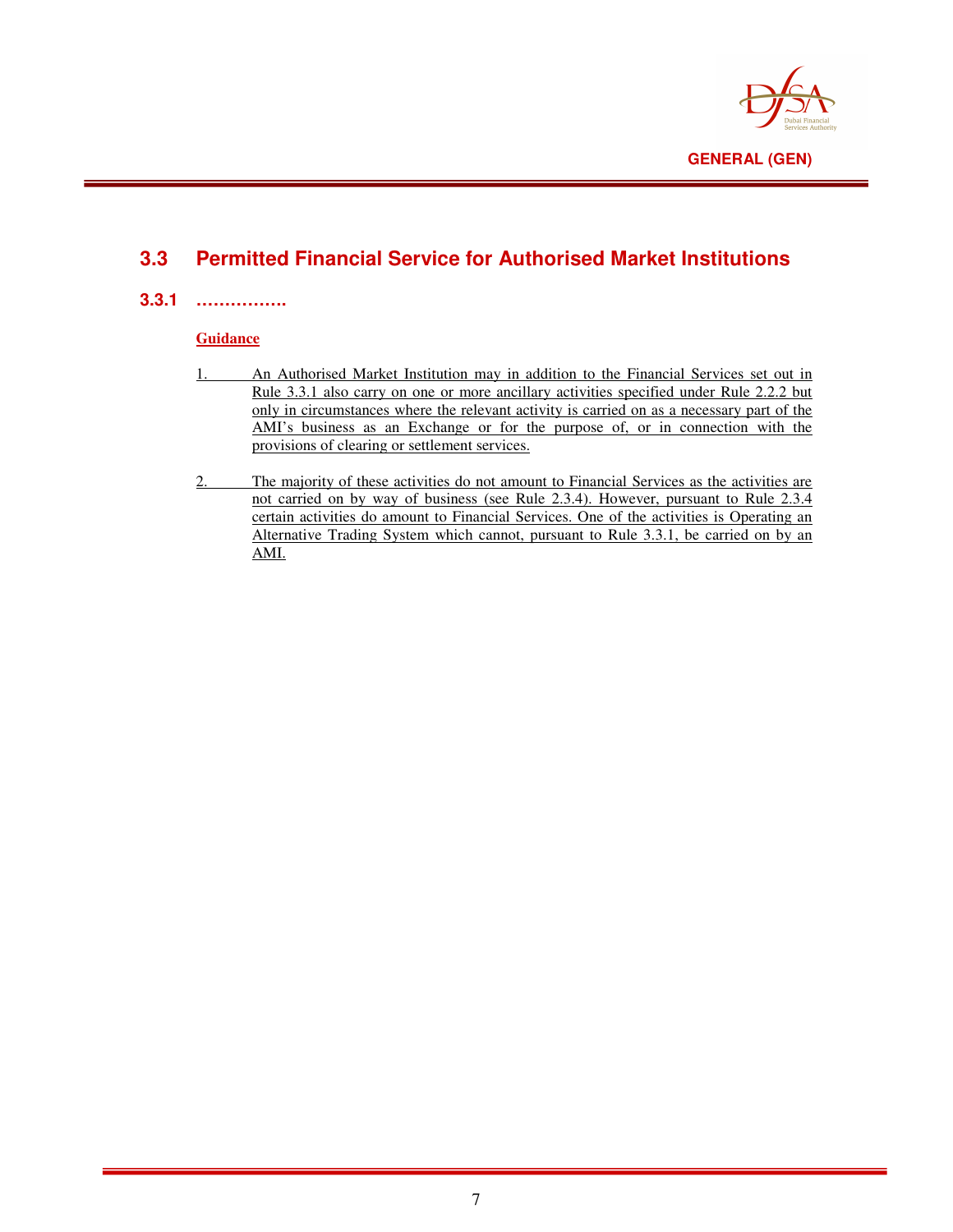## 3.3 Permitted Financial Service for Authorised Market Institutions

### 3.3.1 …………….

**Guidance**

1. An Authorised Market Institution may in addition to the Financial Services set out in Rule 3.3.1 also carry on one or more ancillary activities specified under Rule 2.2.2 but only in circumstances where the relevant activity is carried on as a necessary part of the AMI's business as an Exchange or for the purpose of, or in connection with the provisions of clearing or settlement services.

2. The majority of these activities do not amount to Financial Services as the activities are not carried on by way of business (see Rule 2.3.4). However, pursuant to Rule 2.3.4 certain activities do amount to Financial Services. One of the activities is Operating an Alternative Trading System which cannot, pursuant to Rule 3.3.1, be carried on by an AMI.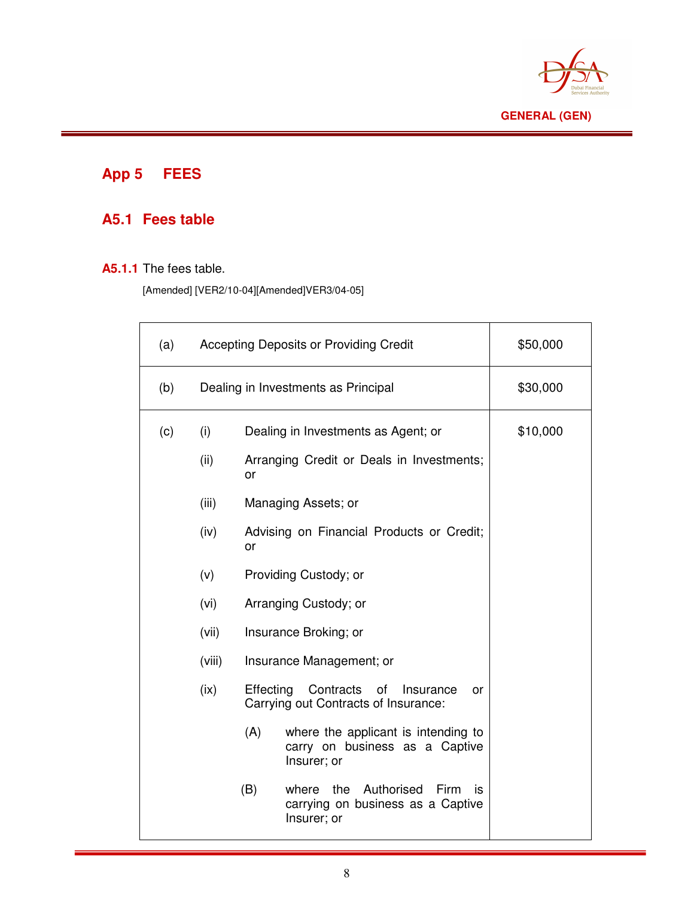## App 5 FEES

### A5.1 Fees table

**A5.1.1** The fees table.

[Amended] [VER2/10-04][Amended]VER3/04-05]

| | | |
|---|---|---|
| (a) | Accepting Deposits or Providing Credit | $50,000 |
| (b) | Dealing in Investments as Principal | $30,000 |
| (c) | (i) Dealing in Investments as Agent; or<br><br>(ii) Arranging Credit or Deals in Investments; or<br><br>(iii) Managing Assets; or<br><br>(iv) Advising on Financial Products or Credit; or<br><br>(v) Providing Custody; or<br><br>(vi) Arranging Custody; or<br><br>(vii) Insurance Broking; or<br><br>(viii) Insurance Management; or<br><br>(ix) Effecting Contracts of Insurance or Carrying out Contracts of Insurance:<br><br>(A) where the applicant is intending to carry on business as a Captive Insurer; or<br><br>(B) where the Authorised Firm is carrying on business as a Captive Insurer; or | $10,000 |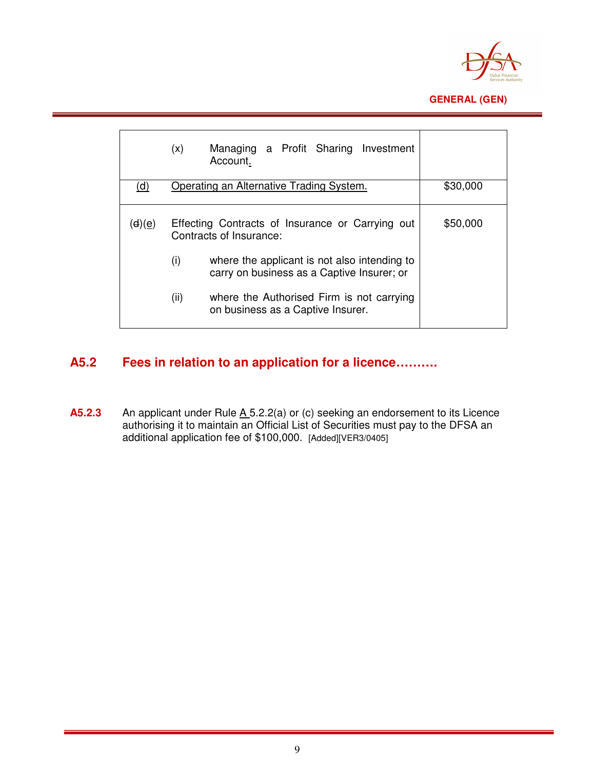| | | |
|---|---|---|
| | (x) Managing a Profit Sharing Investment Account. | |
| (d) | Operating an Alternative Trading System. | $30,000 |
| ~~(d)~~(e) | Effecting Contracts of Insurance or Carrying out Contracts of Insurance:<br><br>(i) where the applicant is not also intending to carry on business as a Captive Insurer; or<br><br>(ii) where the Authorised Firm is not carrying on business as a Captive Insurer. | $50,000 |

## A5.2 Fees in relation to an application for a licence……….

**A5.2.3** An applicant under Rule A 5.2.2(a) or (c) seeking an endorsement to its Licence authorising it to maintain an Official List of Securities must pay to the DFSA an additional application fee of $100,000. [Added][VER3/0405]